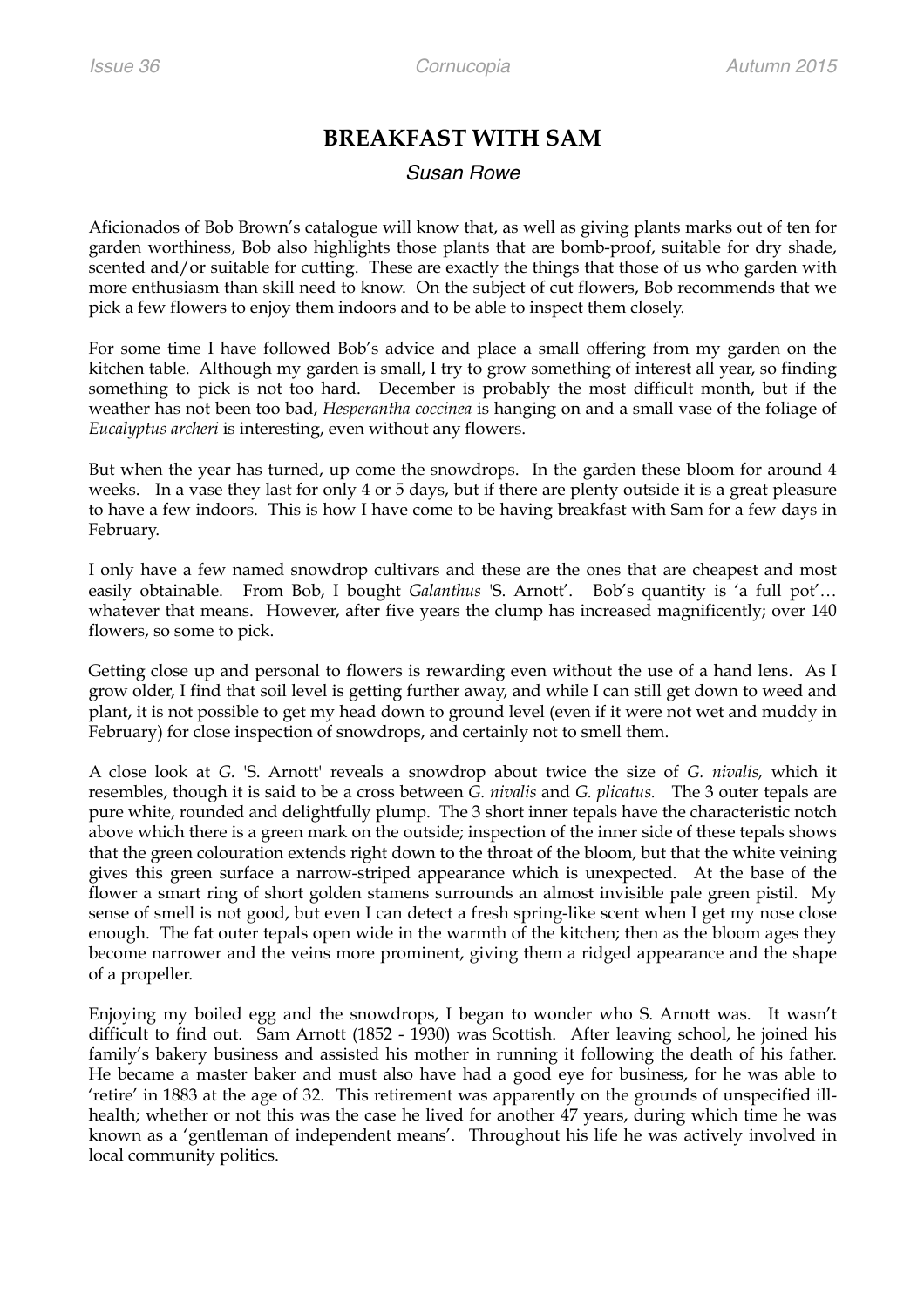# BREAKFAST WITH SAM

*Susan Rowe*

Aficionados of Bob Brown's catalogue will know that, as well as giving plants marks out of ten for garden worthiness, Bob also highlights those plants that are bomb-proof, suitable for dry shade, scented and/or suitable for cutting. These are exactly the things that those of us who garden with more enthusiasm than skill need to know. On the subject of cut flowers, Bob recommends that we pick a few flowers to enjoy them indoors and to be able to inspect them closely.

For some time I have followed Bob's advice and place a small offering from my garden on the kitchen table. Although my garden is small, I try to grow something of interest all year, so finding something to pick is not too hard. December is probably the most difficult month, but if the weather has not been too bad, *Hesperantha coccinea* is hanging on and a small vase of the foliage of *Eucalyptus archeri* is interesting, even without any flowers.

But when the year has turned, up come the snowdrops. In the garden these bloom for around 4 weeks. In a vase they last for only 4 or 5 days, but if there are plenty outside it is a great pleasure to have a few indoors. This is how I have come to be having breakfast with Sam for a few days in February.

I only have a few named snowdrop cultivars and these are the ones that are cheapest and most easily obtainable. From Bob, I bought *Galanthus* 'S. Arnott'. Bob's quantity is 'a full pot'… whatever that means. However, after five years the clump has increased magnificently; over 140 flowers, so some to pick.

Getting close up and personal to flowers is rewarding even without the use of a hand lens. As I grow older, I find that soil level is getting further away, and while I can still get down to weed and plant, it is not possible to get my head down to ground level (even if it were not wet and muddy in February) for close inspection of snowdrops, and certainly not to smell them.

A close look at *G.* 'S. Arnott' reveals a snowdrop about twice the size of *G. nivalis,* which it resembles, though it is said to be a cross between *G. nivalis* and *G. plicatus.* The 3 outer tepals are pure white, rounded and delightfully plump. The 3 short inner tepals have the characteristic notch above which there is a green mark on the outside; inspection of the inner side of these tepals shows that the green colouration extends right down to the throat of the bloom, but that the white veining gives this green surface a narrow-striped appearance which is unexpected. At the base of the flower a smart ring of short golden stamens surrounds an almost invisible pale green pistil. My sense of smell is not good, but even I can detect a fresh spring-like scent when I get my nose close enough. The fat outer tepals open wide in the warmth of the kitchen; then as the bloom ages they become narrower and the veins more prominent, giving them a ridged appearance and the shape of a propeller.

Enjoying my boiled egg and the snowdrops, I began to wonder who S. Arnott was. It wasn't difficult to find out. Sam Arnott (1852 - 1930) was Scottish. After leaving school, he joined his family's bakery business and assisted his mother in running it following the death of his father. He became a master baker and must also have had a good eye for business, for he was able to 'retire' in 1883 at the age of 32. This retirement was apparently on the grounds of unspecified ill-health; whether or not this was the case he lived for another 47 years, during which time he was known as a 'gentleman of independent means'. Throughout his life he was actively involved in local community politics.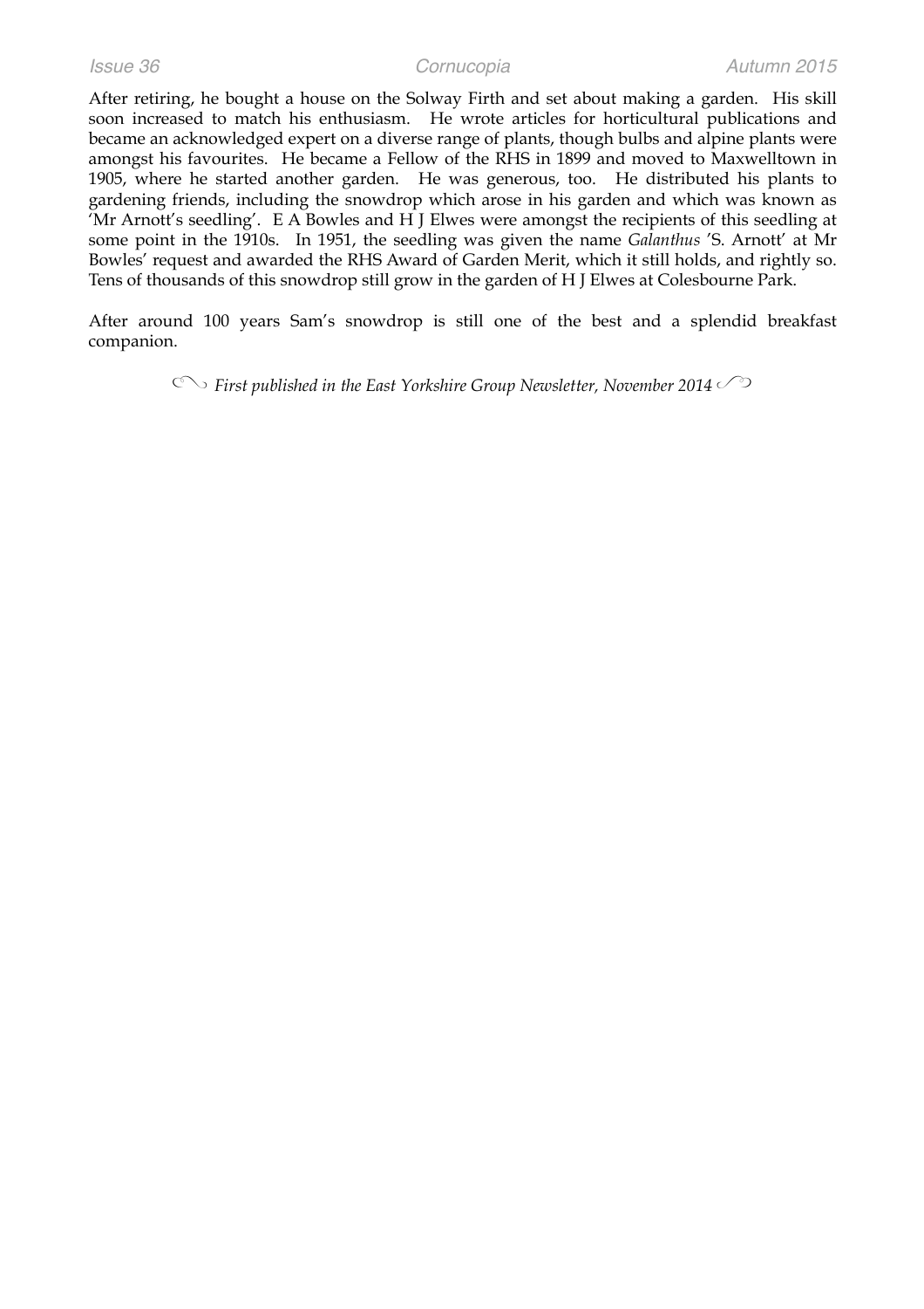After retiring, he bought a house on the Solway Firth and set about making a garden. His skill soon increased to match his enthusiasm. He wrote articles for horticultural publications and became an acknowledged expert on a diverse range of plants, though bulbs and alpine plants were amongst his favourites. He became a Fellow of the RHS in 1899 and moved to Maxwelltown in 1905, where he started another garden. He was generous, too. He distributed his plants to gardening friends, including the snowdrop which arose in his garden and which was known as 'Mr Arnott's seedling'. E A Bowles and H J Elwes were amongst the recipients of this seedling at some point in the 1910s. In 1951, the seedling was given the name *Galanthus* 'S. Arnott' at Mr Bowles' request and awarded the RHS Award of Garden Merit, which it still holds, and rightly so. Tens of thousands of this snowdrop still grow in the garden of H J Elwes at Colesbourne Park.

After around 100 years Sam's snowdrop is still one of the best and a splendid breakfast companion.

*First published in the East Yorkshire Group Newsletter, November 2014*